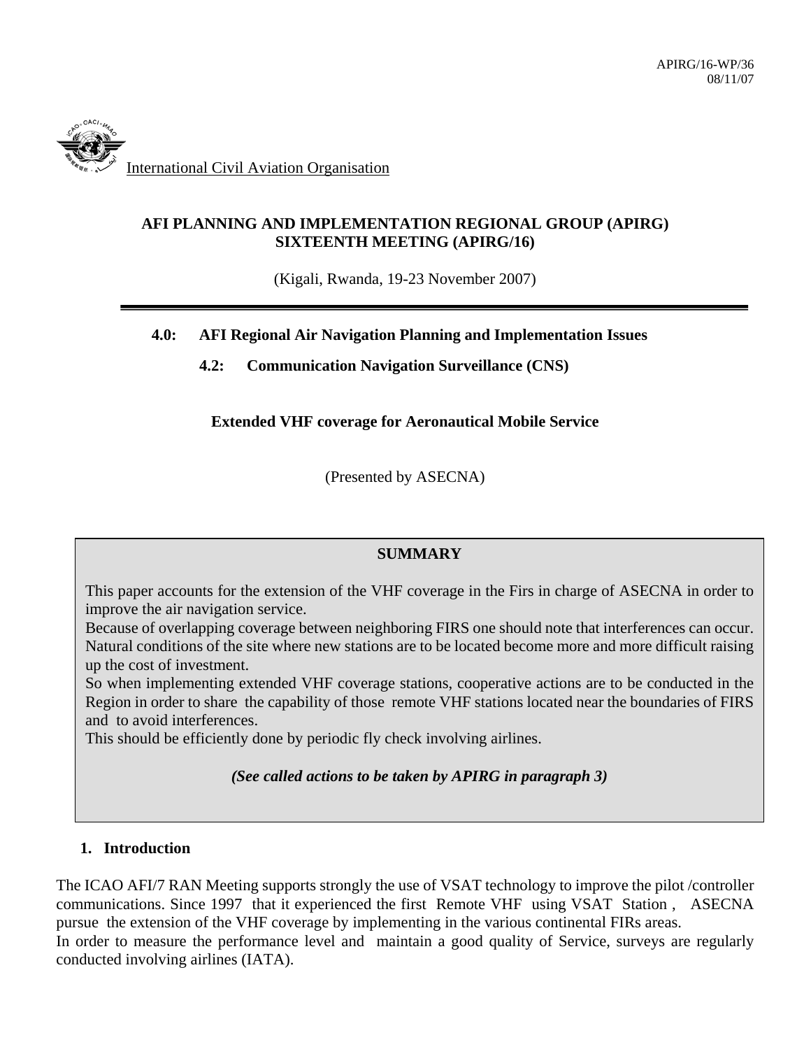APIRG/16-WP/36
08/11/07

International Civil Aviation Organisation

**AFI PLANNING AND IMPLEMENTATION REGIONAL GROUP (APIRG)**
**SIXTEENTH MEETING (APIRG/16)**

(Kigali, Rwanda, 19-23 November 2007)

---

**4.0: AFI Regional Air Navigation Planning and Implementation Issues**

**4.2: Communication Navigation Surveillance (CNS)**

**Extended VHF coverage for Aeronautical Mobile Service**

(Presented by ASECNA)

**SUMMARY**

This paper accounts for the extension of the VHF coverage in the Firs in charge of ASECNA in order to improve the air navigation service.
Because of overlapping coverage between neighboring FIRS one should note that interferences can occur.
Natural conditions of the site where new stations are to be located become more and more difficult raising up the cost of investment.
So when implementing extended VHF coverage stations, cooperative actions are to be conducted in the Region in order to share the capability of those remote VHF stations located near the boundaries of FIRS and to avoid interferences.
This should be efficiently done by periodic fly check involving airlines.

***(See called actions to be taken by APIRG in paragraph 3)***

## 1. Introduction

The ICAO AFI/7 RAN Meeting supports strongly the use of VSAT technology to improve the pilot /controller communications. Since 1997 that it experienced the first Remote VHF using VSAT Station , ASECNA pursue the extension of the VHF coverage by implementing in the various continental FIRs areas.
In order to measure the performance level and maintain a good quality of Service, surveys are regularly conducted involving airlines (IATA).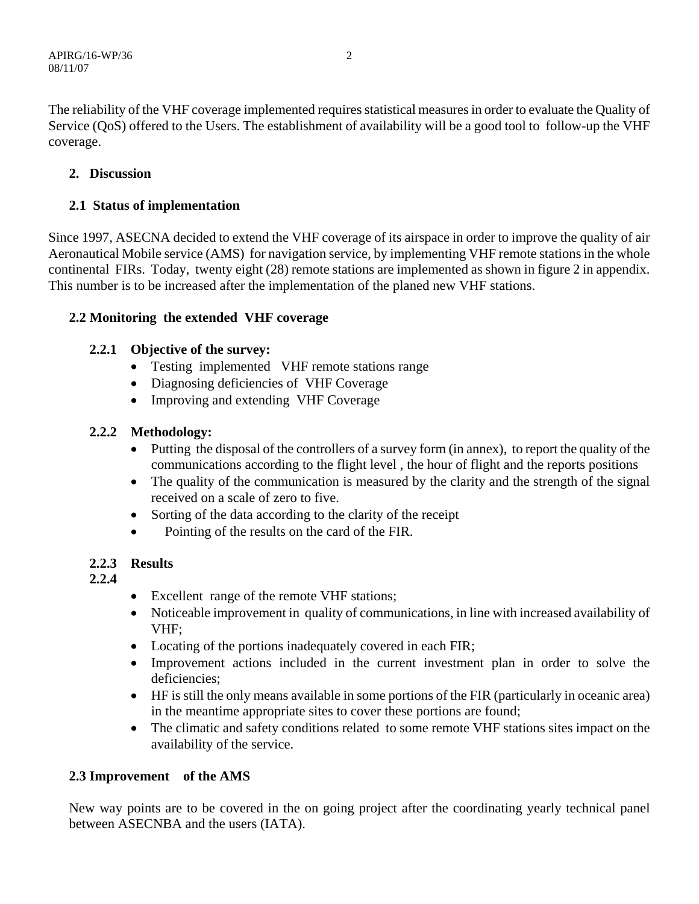The reliability of the VHF coverage implemented requires statistical measures in order to evaluate the Quality of Service (QoS) offered to the Users. The establishment of availability will be a good tool to follow-up the VHF coverage.

## 2. Discussion

### 2.1 Status of implementation

Since 1997, ASECNA decided to extend the VHF coverage of its airspace in order to improve the quality of air Aeronautical Mobile service (AMS) for navigation service, by implementing VHF remote stations in the whole continental FIRs. Today, twenty eight (28) remote stations are implemented as shown in figure 2 in appendix. This number is to be increased after the implementation of the planed new VHF stations.

### 2.2 Monitoring the extended VHF coverage

#### 2.2.1 Objective of the survey:

- Testing implemented VHF remote stations range
- Diagnosing deficiencies of VHF Coverage
- Improving and extending VHF Coverage

#### 2.2.2 Methodology:

- Putting the disposal of the controllers of a survey form (in annex), to report the quality of the communications according to the flight level , the hour of flight and the reports positions
- The quality of the communication is measured by the clarity and the strength of the signal received on a scale of zero to five.
- Sorting of the data according to the clarity of the receipt
- Pointing of the results on the card of the FIR.

#### 2.2.3 Results

#### 2.2.4

- Excellent range of the remote VHF stations;
- Noticeable improvement in quality of communications, in line with increased availability of VHF;
- Locating of the portions inadequately covered in each FIR;
- Improvement actions included in the current investment plan in order to solve the deficiencies;
- HF is still the only means available in some portions of the FIR (particularly in oceanic area) in the meantime appropriate sites to cover these portions are found;
- The climatic and safety conditions related to some remote VHF stations sites impact on the availability of the service.

### 2.3 Improvement of the AMS

New way points are to be covered in the on going project after the coordinating yearly technical panel between ASECNBA and the users (IATA).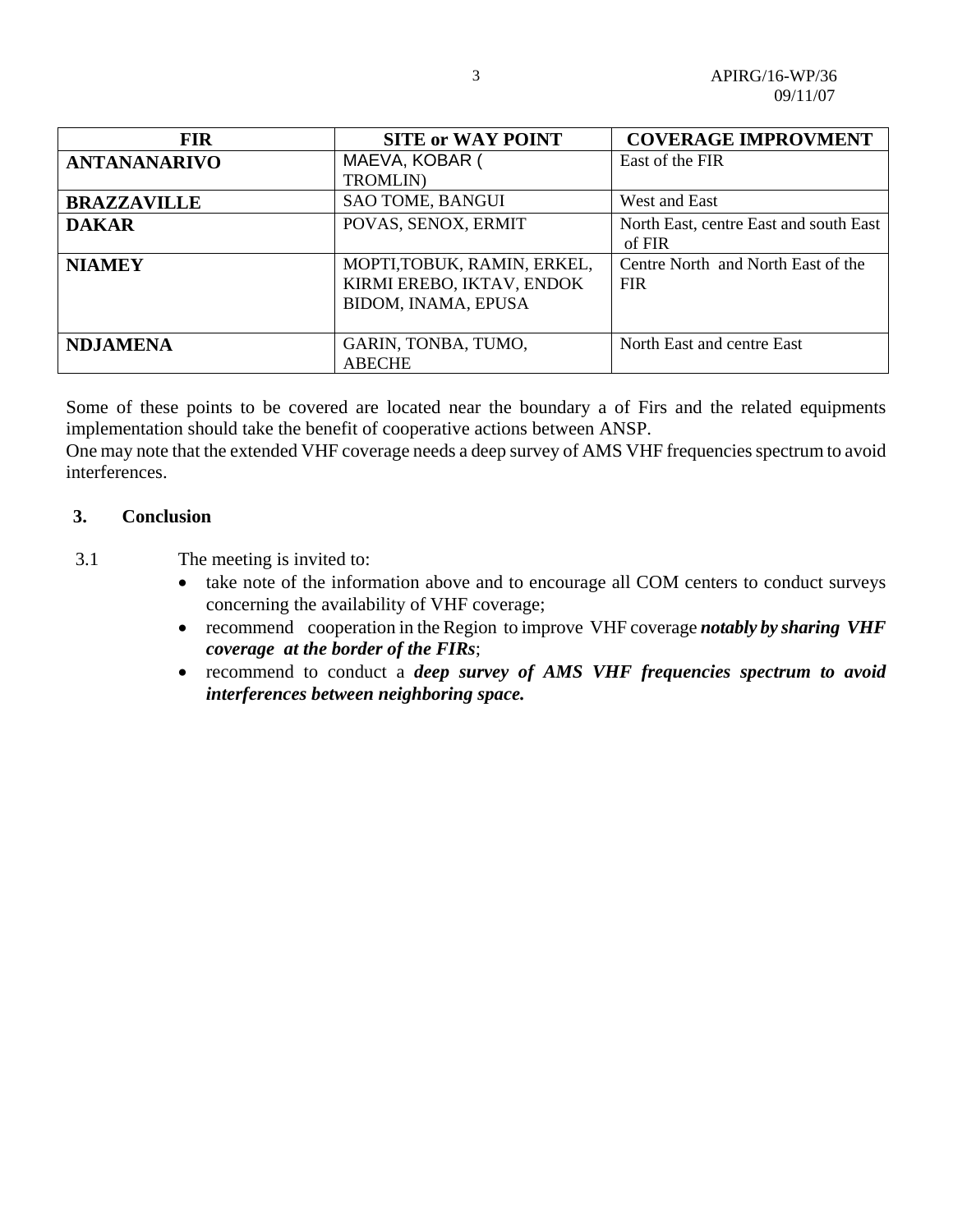| FIR | SITE or WAY POINT | COVERAGE IMPROVMENT |
|---|---|---|
| **ANTANANARIVO** | MAEVA, KOBAR ( TROMLIN) | East of the FIR |
| **BRAZZAVILLE** | SAO TOME, BANGUI | West and East |
| **DAKAR** | POVAS, SENOX, ERMIT | North East, centre East and south East of FIR |
| **NIAMEY** | MOPTI,TOBUK, RAMIN, ERKEL, KIRMI EREBO, IKTAV, ENDOK BIDOM, INAMA, EPUSA | Centre North and North East of the FIR |
| **NDJAMENA** | GARIN, TONBA, TUMO, ABECHE | North East and centre East |

Some of these points to be covered are located near the boundary a of Firs and the related equipments implementation should take the benefit of cooperative actions between ANSP.
One may note that the extended VHF coverage needs a deep survey of AMS VHF frequencies spectrum to avoid interferences.

## 3. Conclusion

3.1 The meeting is invited to:

- take note of the information above and to encourage all COM centers to conduct surveys concerning the availability of VHF coverage;
- recommend cooperation in the Region to improve VHF coverage ***notably by sharing VHF coverage at the border of the FIRs***;
- recommend to conduct a ***deep survey of AMS VHF frequencies spectrum to avoid interferences between neighboring space.***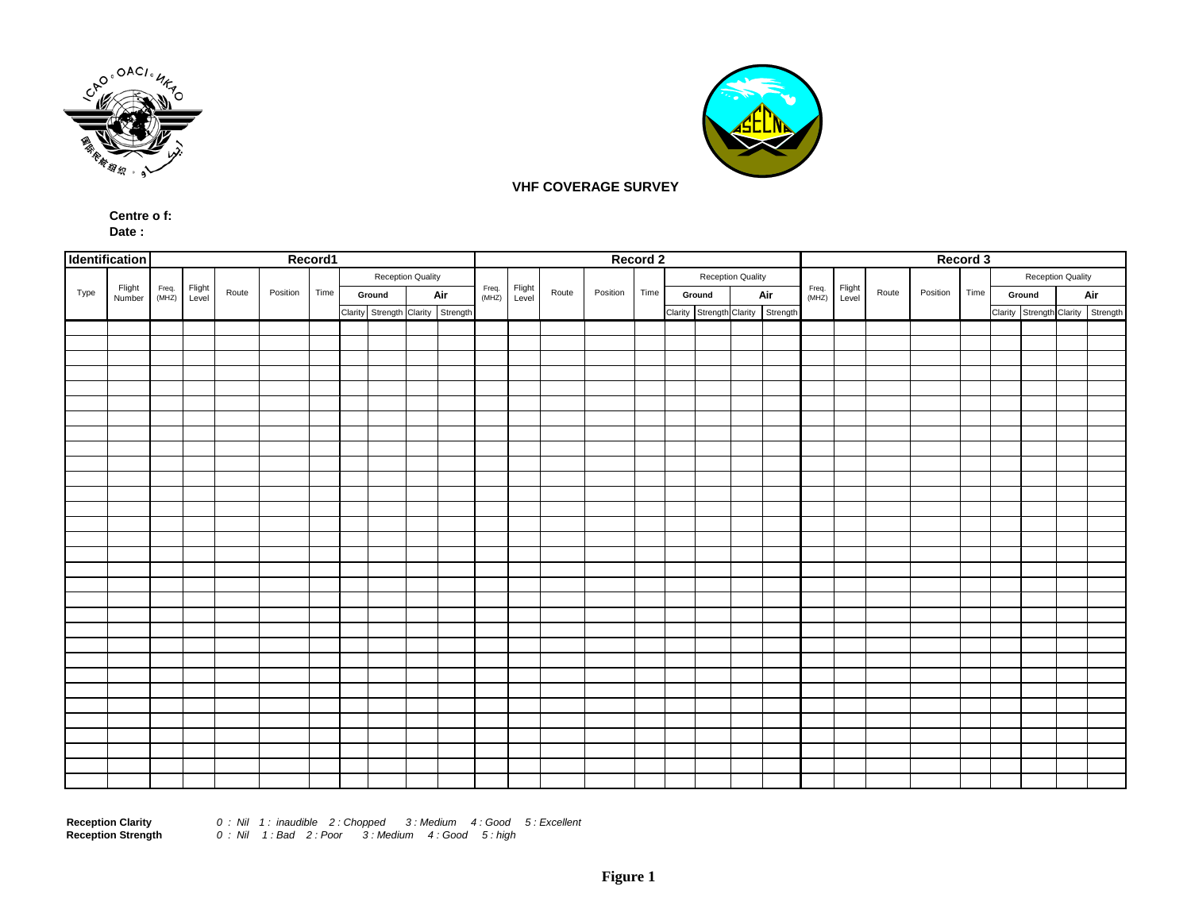## VHF COVERAGE SURVEY

**Centre o f:**
**Date :**

| **Identification** | | **Record1** | | | | | | | | | **Record 2** | | | | | | | | | **Record 3** | | | | | | | | |
|---|---|---|---|---|---|---|---|---|---|---|---|---|---|---|---|---|---|---|---|---|---|---|---|---|---|---|---|---|
| Type | Flight Number | Freq. (MHZ) | Flight Level | Route | Position | Time | Reception Quality | | | | Freq. (MHZ) | Flight Level | Route | Position | Time | Reception Quality | | | | Freq. (MHZ) | Flight Level | Route | Position | Time | Reception Quality | | | |
| | | | | | | | **Ground** | | **Air** | | | | | | | **Ground** | | **Air** | | | | | | | **Ground** | | **Air** | |
| | | | | | | | Clarity | Strength | Clarity | Strength | | | | | | Clarity | Strength | Clarity | Strength | | | | | | Clarity | Strength | Clarity | Strength |
| | | | | | | | | | | | | | | | | | | | | | | | | | | | | |
| | | | | | | | | | | | | | | | | | | | | | | | | | | | | |
| | | | | | | | | | | | | | | | | | | | | | | | | | | | | |
| | | | | | | | | | | | | | | | | | | | | | | | | | | | | |
| | | | | | | | | | | | | | | | | | | | | | | | | | | | | |
| | | | | | | | | | | | | | | | | | | | | | | | | | | | | |
| | | | | | | | | | | | | | | | | | | | | | | | | | | | | |
| | | | | | | | | | | | | | | | | | | | | | | | | | | | | |
| | | | | | | | | | | | | | | | | | | | | | | | | | | | | |
| | | | | | | | | | | | | | | | | | | | | | | | | | | | | |

**Reception Clarity** *0 : Nil 1 : inaudible 2 : Chopped 3 : Medium 4 : Good 5 : Excellent*
**Reception Strength** *0 : Nil 1 : Bad 2 : Poor 3 : Medium 4 : Good 5 : high*

**Figure 1**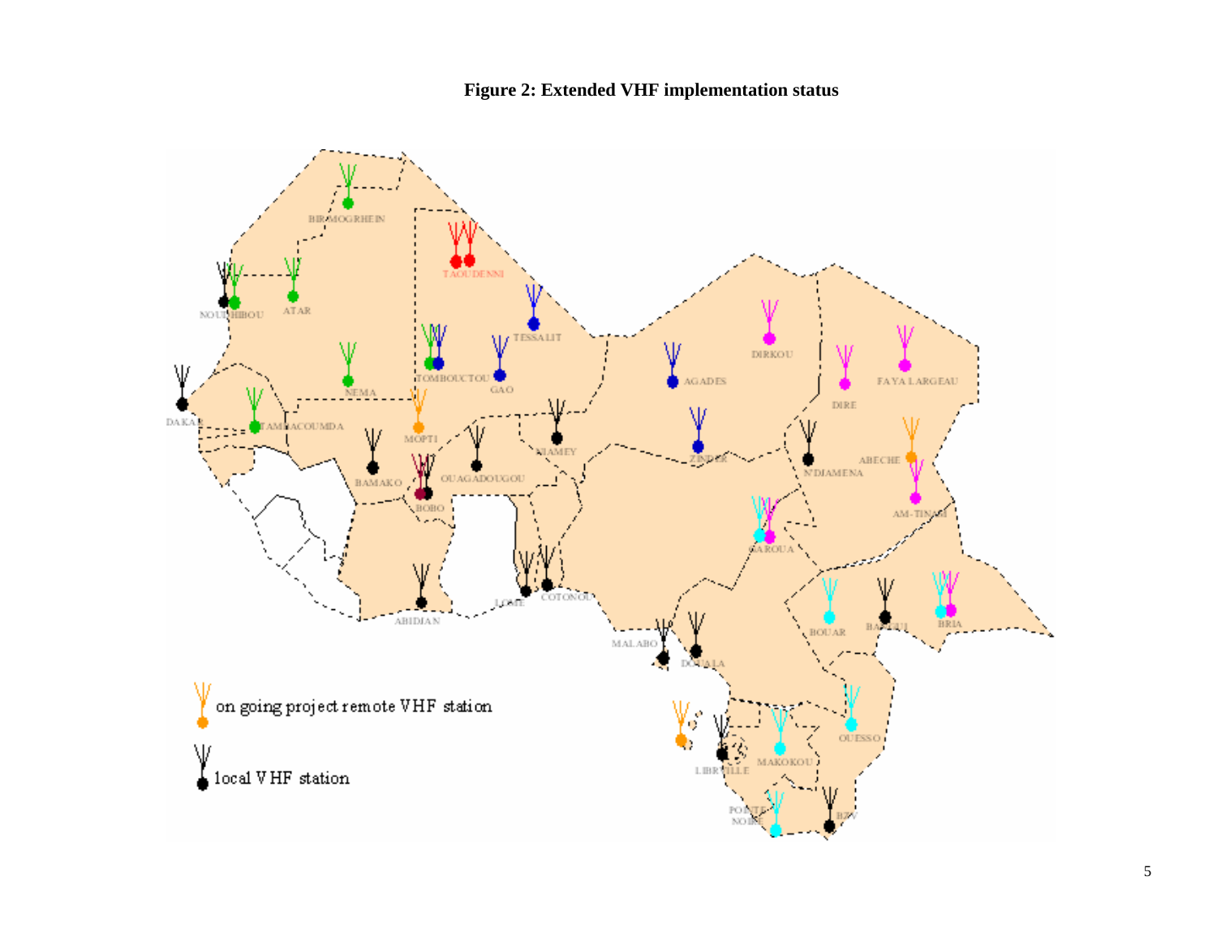**Figure 2: Extended VHF implementation status**

BIR MOGRHEIN
TAOUDENNI
NOUADHIBOU
ATAR
TESSALIT
DIRKOU
TOMBOUCTOU
GAO
AGADES
DIRE
FAYA LARGEAU
NEMA
DAKAR
TAMBACOUMDA
MOPTI
NIAMEY
ZINDER
N'DJAMENA
ABECHE
BAMAKO
OUAGADOUGOU
BOBO
AM-TIMAN
GAROUA
ABIDJAN
LOME
COTONOU
BOUAR
BANGUI
BRIA
MALABO
DOUALA
OUESSO
LIBREVILLE
MAKOKOU
POINTE NOIRE
BZV

on going project remote VHF station

local VHF station